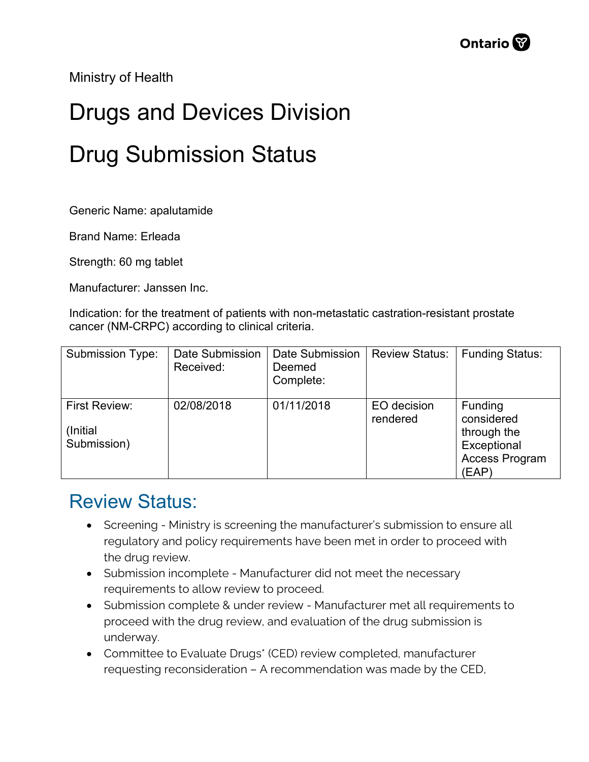Ministry of Health

# Drugs and Devices Division

# Drug Submission Status

Generic Name: apalutamide

Brand Name: Erleada

Strength: 60 mg tablet

Manufacturer: Janssen Inc.

Indication: for the treatment of patients with non-metastatic castration-resistant prostate cancer (NM-CRPC) according to clinical criteria.

| Submission Type: | Date Submission Received: | Date Submission Deemed Complete: | Review Status: | Funding Status: |
|---|---|---|---|---|
| First Review: (Initial Submission) | 02/08/2018 | 01/11/2018 | EO decision rendered | Funding considered through the Exceptional Access Program (EAP) |

## Review Status:

- Screening - Ministry is screening the manufacturer's submission to ensure all regulatory and policy requirements have been met in order to proceed with the drug review.
- Submission incomplete - Manufacturer did not meet the necessary requirements to allow review to proceed.
- Submission complete & under review - Manufacturer met all requirements to proceed with the drug review, and evaluation of the drug submission is underway.
- Committee to Evaluate Drugs* (CED) review completed, manufacturer requesting reconsideration – A recommendation was made by the CED,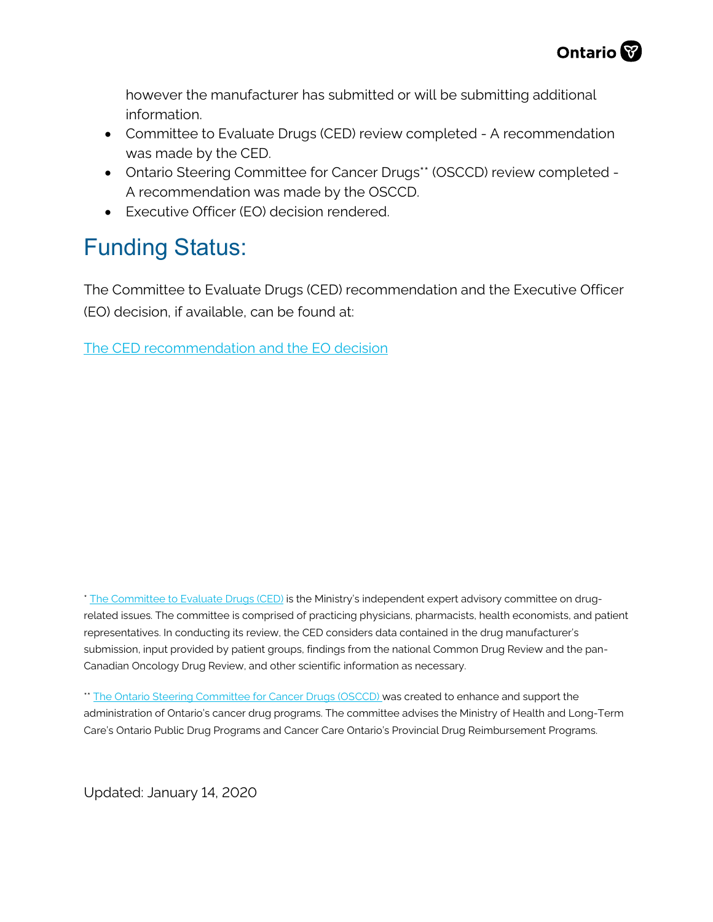however the manufacturer has submitted or will be submitting additional information.

- Committee to Evaluate Drugs (CED) review completed - A recommendation was made by the CED.
- Ontario Steering Committee for Cancer Drugs** (OSCCD) review completed - A recommendation was made by the OSCCD.
- Executive Officer (EO) decision rendered.

## Funding Status:

The Committee to Evaluate Drugs (CED) recommendation and the Executive Officer (EO) decision, if available, can be found at:

The CED recommendation and the EO decision

* The Committee to Evaluate Drugs (CED) is the Ministry's independent expert advisory committee on drug-related issues. The committee is comprised of practicing physicians, pharmacists, health economists, and patient representatives. In conducting its review, the CED considers data contained in the drug manufacturer's submission, input provided by patient groups, findings from the national Common Drug Review and the pan-Canadian Oncology Drug Review, and other scientific information as necessary.

** The Ontario Steering Committee for Cancer Drugs (OSCCD) was created to enhance and support the administration of Ontario's cancer drug programs. The committee advises the Ministry of Health and Long-Term Care's Ontario Public Drug Programs and Cancer Care Ontario's Provincial Drug Reimbursement Programs.

Updated: January 14, 2020